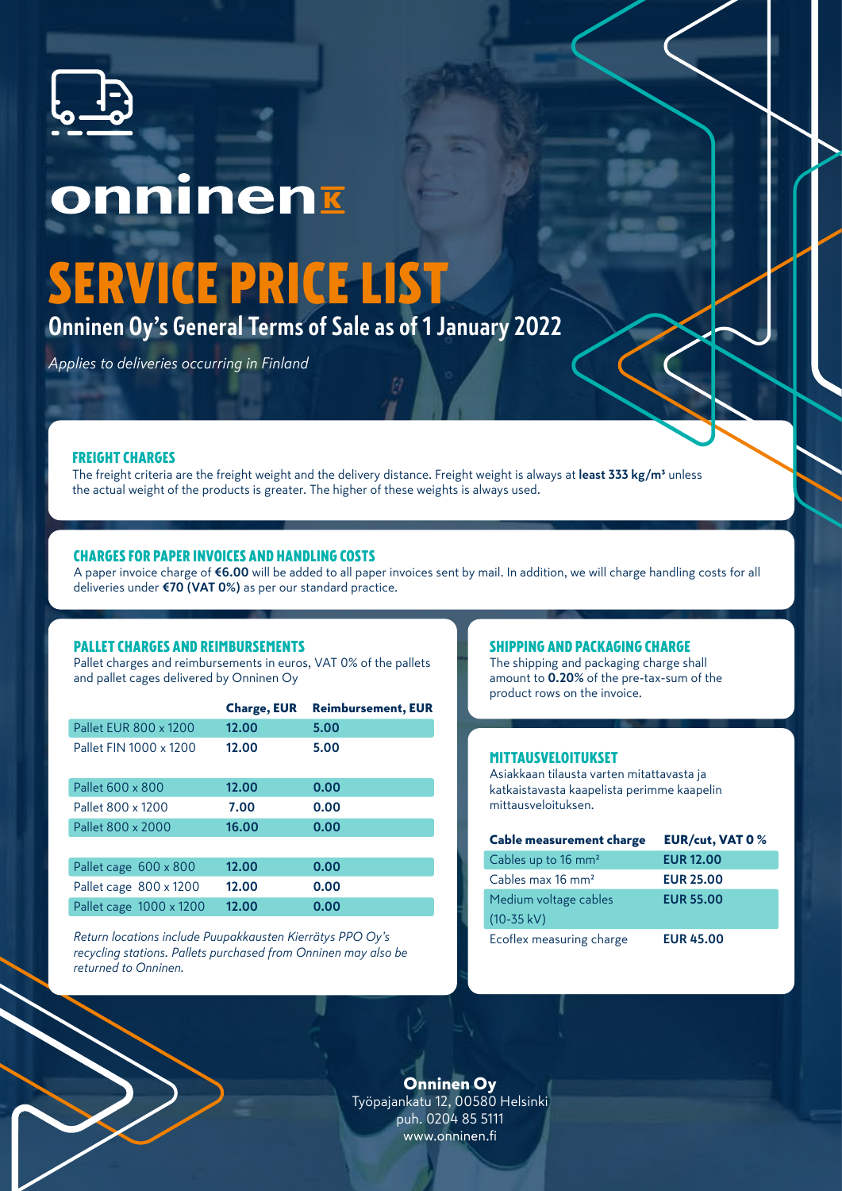onninen

# SERVICE PRICE LIST

## Onninen Oy's General Terms of Sale as of 1 January 2022

*Applies to deliveries occurring in Finland*

### FREIGHT CHARGES

The freight criteria are the freight weight and the delivery distance. Freight weight is always at **least 333 kg/m³** unless the actual weight of the products is greater. The higher of these weights is always used.

### CHARGES FOR PAPER INVOICES AND HANDLING COSTS

A paper invoice charge of **€6.00** will be added to all paper invoices sent by mail. In addition, we will charge handling costs for all deliveries under **€70 (VAT 0%)** as per our standard practice.

### PALLET CHARGES AND REIMBURSEMENTS

Pallet charges and reimbursements in euros, VAT 0% of the pallets and pallet cages delivered by Onninen Oy

| | Charge, EUR | Reimbursement, EUR |
|---|---|---|
| Pallet EUR 800 x 1200 | 12.00 | 5.00 |
| Pallet FIN 1000 x 1200 | 12.00 | 5.00 |
| Pallet 600 x 800 | 12.00 | 0.00 |
| Pallet 800 x 1200 | 7.00 | 0.00 |
| Pallet 800 x 2000 | 16.00 | 0.00 |
| Pallet cage 600 x 800 | 12.00 | 0.00 |
| Pallet cage 800 x 1200 | 12.00 | 0.00 |
| Pallet cage 1000 x 1200 | 12.00 | 0.00 |

*Return locations include Puupakkausten Kierrätys PPO Oy's recycling stations. Pallets purchased from Onninen may also be returned to Onninen.*

### SHIPPING AND PACKAGING CHARGE

The shipping and packaging charge shall amount to **0.20%** of the pre-tax-sum of the product rows on the invoice.

### MITTAUSVELOITUKSET

Asiakkaan tilausta varten mitattavasta ja katkaistavasta kaapelista perimme kaapelin mittausveloituksen.

| Cable measurement charge | EUR/cut, VAT 0 % |
|---|---|
| Cables up to 16 mm² | EUR 12.00 |
| Cables max 16 mm² | EUR 25.00 |
| Medium voltage cables (10-35 kV) | EUR 55.00 |
| Ecoflex measuring charge | EUR 45.00 |

**Onninen Oy**
Työpajankatu 12, 00580 Helsinki
puh. 0204 85 5111
www.onninen.fi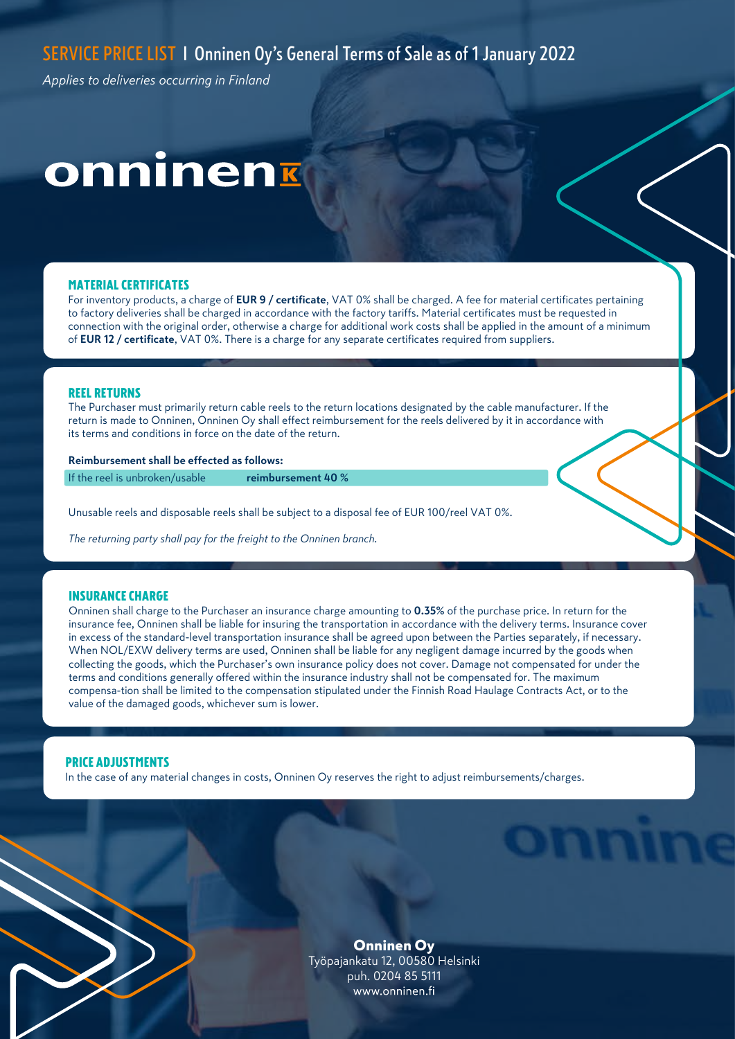SERVICE PRICE LIST | Onninen Oy's General Terms of Sale as of 1 January 2022

*Applies to deliveries occurring in Finland*

# onninen

## MATERIAL CERTIFICATES

For inventory products, a charge of **EUR 9 / certificate**, VAT 0% shall be charged. A fee for material certificates pertaining to factory deliveries shall be charged in accordance with the factory tariffs. Material certificates must be requested in connection with the original order, otherwise a charge for additional work costs shall be applied in the amount of a minimum of **EUR 12 / certificate**, VAT 0%. There is a charge for any separate certificates required from suppliers.

## REEL RETURNS

The Purchaser must primarily return cable reels to the return locations designated by the cable manufacturer. If the return is made to Onninen, Onninen Oy shall effect reimbursement for the reels delivered by it in accordance with its terms and conditions in force on the date of the return.

**Reimbursement shall be effected as follows:**

| | |
|---|---|
| If the reel is unbroken/usable | **reimbursement 40 %** |

Unusable reels and disposable reels shall be subject to a disposal fee of EUR 100/reel VAT 0%.

*The returning party shall pay for the freight to the Onninen branch.*

## INSURANCE CHARGE

Onninen shall charge to the Purchaser an insurance charge amounting to **0.35%** of the purchase price. In return for the insurance fee, Onninen shall be liable for insuring the transportation in accordance with the delivery terms. Insurance cover in excess of the standard-level transportation insurance shall be agreed upon between the Parties separately, if necessary. When NOL/EXW delivery terms are used, Onninen shall be liable for any negligent damage incurred by the goods when collecting the goods, which the Purchaser's own insurance policy does not cover. Damage not compensated for under the terms and conditions generally offered within the insurance industry shall not be compensated for. The maximum compensa-tion shall be limited to the compensation stipulated under the Finnish Road Haulage Contracts Act, or to the value of the damaged goods, whichever sum is lower.

## PRICE ADJUSTMENTS

In the case of any material changes in costs, Onninen Oy reserves the right to adjust reimbursements/charges.

**Onninen Oy**
Työpajankatu 12, 00580 Helsinki
puh. 0204 85 5111
www.onninen.fi